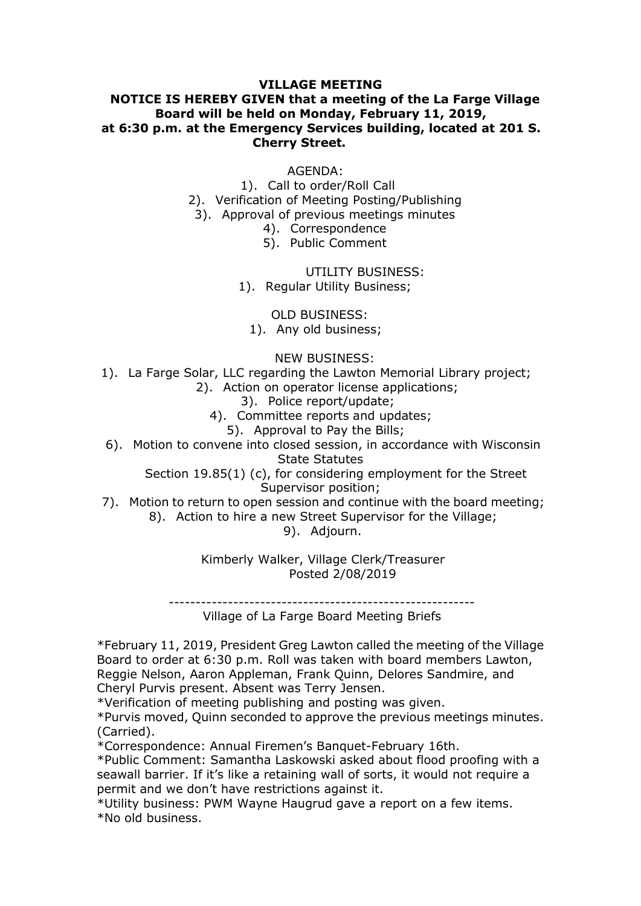**VILLAGE MEETING**

**NOTICE IS HEREBY GIVEN that a meeting of the La Farge Village Board will be held on Monday, February 11, 2019, at 6:30 p.m. at the Emergency Services building, located at 201 S. Cherry Street.**

AGENDA:

1). Call to order/Roll Call
2). Verification of Meeting Posting/Publishing
3). Approval of previous meetings minutes
4). Correspondence
5). Public Comment

UTILITY BUSINESS:

1). Regular Utility Business;

OLD BUSINESS:

1). Any old business;

NEW BUSINESS:

1). La Farge Solar, LLC regarding the Lawton Memorial Library project;
2). Action on operator license applications;
3). Police report/update;
4). Committee reports and updates;
5). Approval to Pay the Bills;
6). Motion to convene into closed session, in accordance with Wisconsin State Statutes Section 19.85(1) (c), for considering employment for the Street Supervisor position;
7). Motion to return to open session and continue with the board meeting;
8). Action to hire a new Street Supervisor for the Village;
9). Adjourn.

Kimberly Walker, Village Clerk/Treasurer
Posted 2/08/2019

---

Village of La Farge Board Meeting Briefs

*February 11, 2019, President Greg Lawton called the meeting of the Village Board to order at 6:30 p.m. Roll was taken with board members Lawton, Reggie Nelson, Aaron Appleman, Frank Quinn, Delores Sandmire, and Cheryl Purvis present. Absent was Terry Jensen.

*Verification of meeting publishing and posting was given.

*Purvis moved, Quinn seconded to approve the previous meetings minutes. (Carried).

*Correspondence: Annual Firemen's Banquet-February 16th.

*Public Comment: Samantha Laskowski asked about flood proofing with a seawall barrier. If it's like a retaining wall of sorts, it would not require a permit and we don't have restrictions against it.

*Utility business: PWM Wayne Haugrud gave a report on a few items.

*No old business.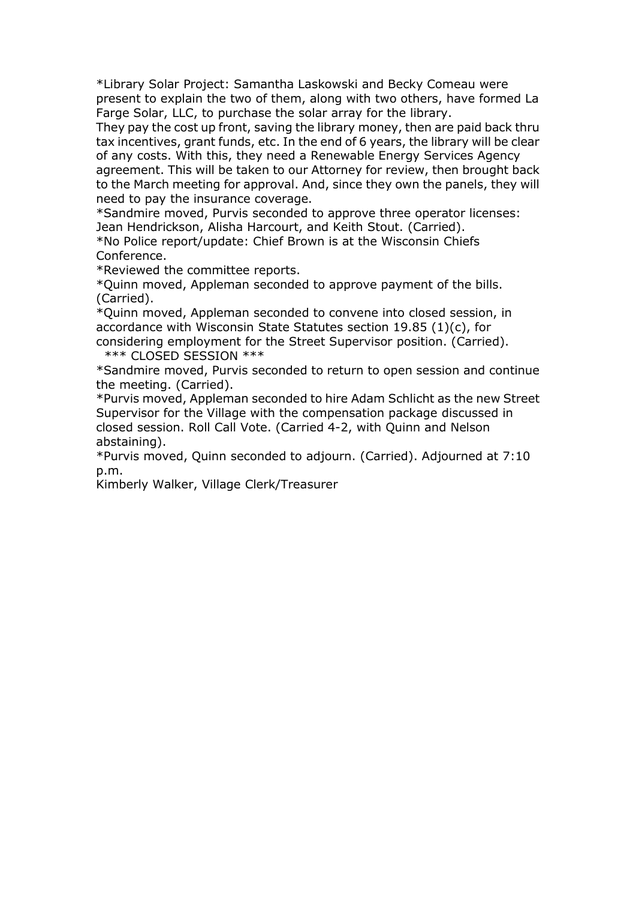*Library Solar Project: Samantha Laskowski and Becky Comeau were present to explain the two of them, along with two others, have formed La Farge Solar, LLC, to purchase the solar array for the library.
They pay the cost up front, saving the library money, then are paid back thru tax incentives, grant funds, etc. In the end of 6 years, the library will be clear of any costs. With this, they need a Renewable Energy Services Agency agreement. This will be taken to our Attorney for review, then brought back to the March meeting for approval. And, since they own the panels, they will need to pay the insurance coverage.

*Sandmire moved, Purvis seconded to approve three operator licenses: Jean Hendrickson, Alisha Harcourt, and Keith Stout. (Carried).

*No Police report/update: Chief Brown is at the Wisconsin Chiefs Conference.

*Reviewed the committee reports.

*Quinn moved, Appleman seconded to approve payment of the bills. (Carried).

*Quinn moved, Appleman seconded to convene into closed session, in accordance with Wisconsin State Statutes section 19.85 (1)(c), for considering employment for the Street Supervisor position. (Carried).

*** CLOSED SESSION ***

*Sandmire moved, Purvis seconded to return to open session and continue the meeting. (Carried).

*Purvis moved, Appleman seconded to hire Adam Schlicht as the new Street Supervisor for the Village with the compensation package discussed in closed session. Roll Call Vote. (Carried 4-2, with Quinn and Nelson abstaining).

*Purvis moved, Quinn seconded to adjourn. (Carried). Adjourned at 7:10 p.m.

Kimberly Walker, Village Clerk/Treasurer